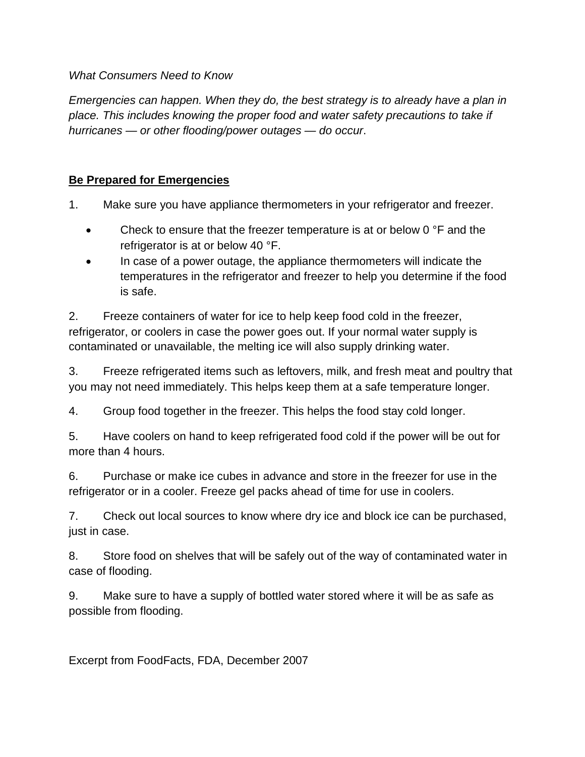*What Consumers Need to Know*

*Emergencies can happen. When they do, the best strategy is to already have a plan in place. This includes knowing the proper food and water safety precautions to take if hurricanes — or other flooding/power outages — do occur*.

## Be Prepared for Emergencies

1. Make sure you have appliance thermometers in your refrigerator and freezer.
   - Check to ensure that the freezer temperature is at or below 0 °F and the refrigerator is at or below 40 °F.
   - In case of a power outage, the appliance thermometers will indicate the temperatures in the refrigerator and freezer to help you determine if the food is safe.

2. Freeze containers of water for ice to help keep food cold in the freezer, refrigerator, or coolers in case the power goes out. If your normal water supply is contaminated or unavailable, the melting ice will also supply drinking water.

3. Freeze refrigerated items such as leftovers, milk, and fresh meat and poultry that you may not need immediately. This helps keep them at a safe temperature longer.

4. Group food together in the freezer. This helps the food stay cold longer.

5. Have coolers on hand to keep refrigerated food cold if the power will be out for more than 4 hours.

6. Purchase or make ice cubes in advance and store in the freezer for use in the refrigerator or in a cooler. Freeze gel packs ahead of time for use in coolers.

7. Check out local sources to know where dry ice and block ice can be purchased, just in case.

8. Store food on shelves that will be safely out of the way of contaminated water in case of flooding.

9. Make sure to have a supply of bottled water stored where it will be as safe as possible from flooding.

Excerpt from FoodFacts, FDA, December 2007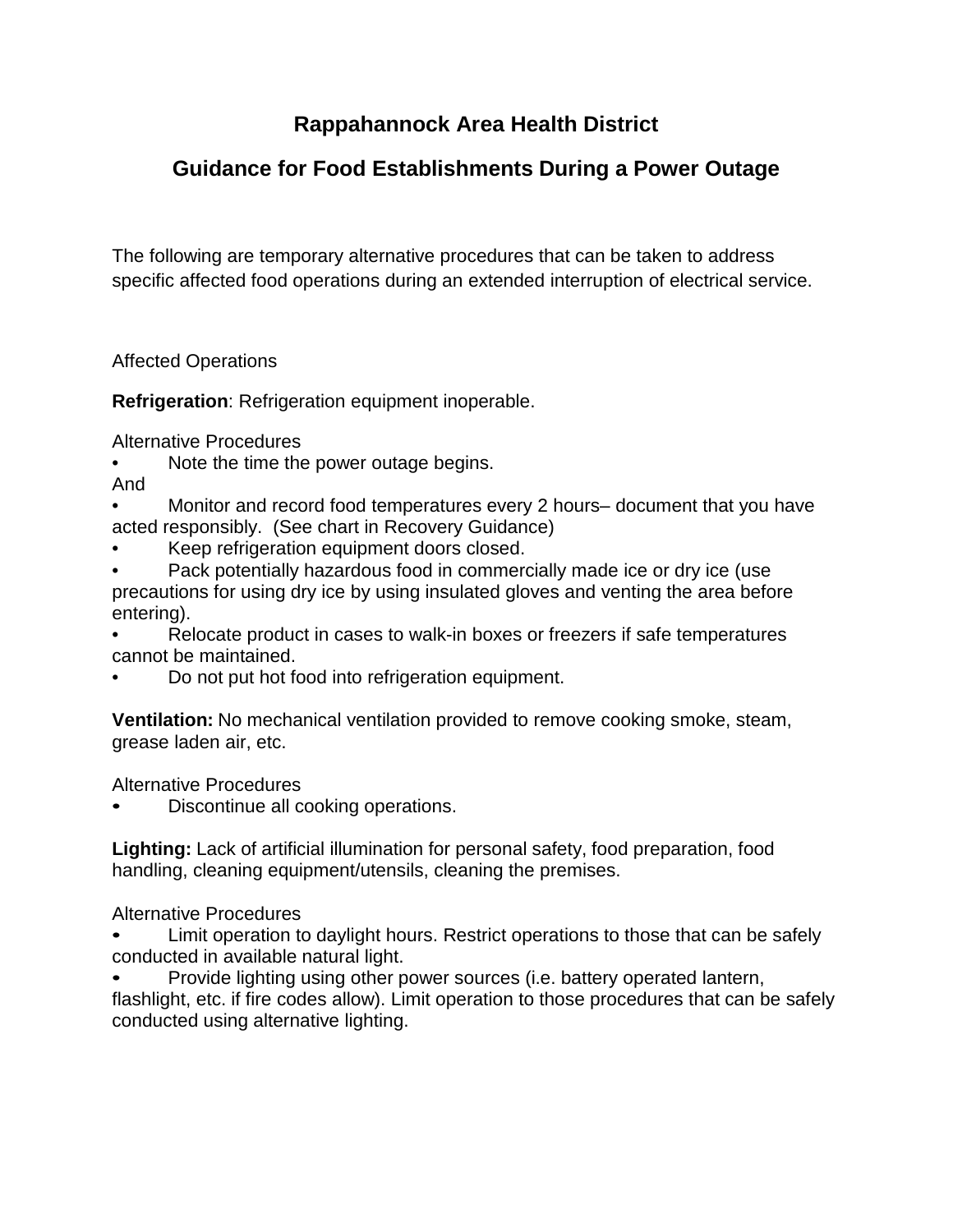# Rappahannock Area Health District

## Guidance for Food Establishments During a Power Outage

The following are temporary alternative procedures that can be taken to address specific affected food operations during an extended interruption of electrical service.

Affected Operations

**Refrigeration**: Refrigeration equipment inoperable.

Alternative Procedures

- Note the time the power outage begins.

And

- Monitor and record food temperatures every 2 hours– document that you have acted responsibly. (See chart in Recovery Guidance)
- Keep refrigeration equipment doors closed.
- Pack potentially hazardous food in commercially made ice or dry ice (use precautions for using dry ice by using insulated gloves and venting the area before entering).
- Relocate product in cases to walk-in boxes or freezers if safe temperatures cannot be maintained.
- Do not put hot food into refrigeration equipment.

**Ventilation:** No mechanical ventilation provided to remove cooking smoke, steam, grease laden air, etc.

Alternative Procedures

- Discontinue all cooking operations.

**Lighting:** Lack of artificial illumination for personal safety, food preparation, food handling, cleaning equipment/utensils, cleaning the premises.

Alternative Procedures

- Limit operation to daylight hours. Restrict operations to those that can be safely conducted in available natural light.
- Provide lighting using other power sources (i.e. battery operated lantern, flashlight, etc. if fire codes allow). Limit operation to those procedures that can be safely conducted using alternative lighting.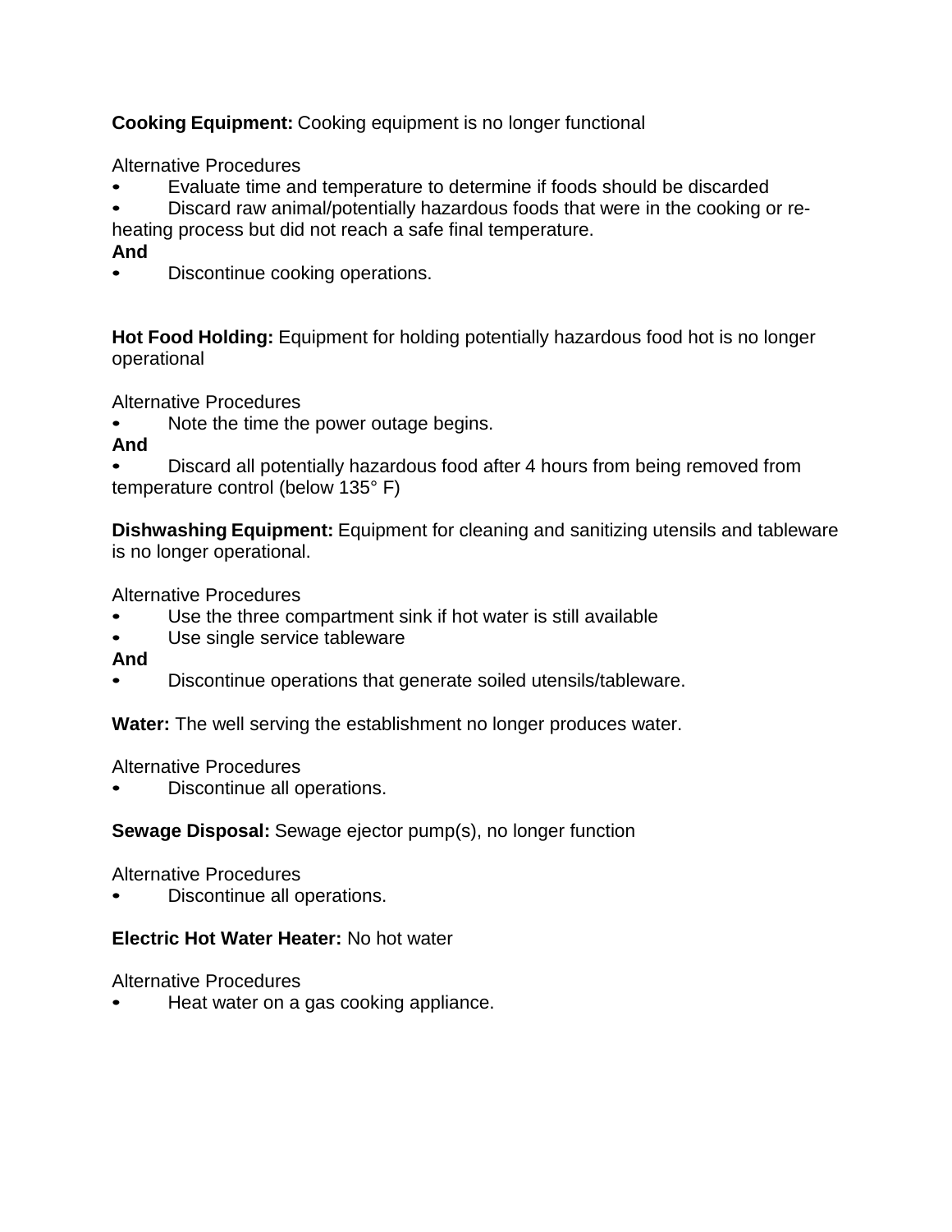**Cooking Equipment:** Cooking equipment is no longer functional

Alternative Procedures

- Evaluate time and temperature to determine if foods should be discarded
- Discard raw animal/potentially hazardous foods that were in the cooking or re-heating process but did not reach a safe final temperature.

**And**

- Discontinue cooking operations.

**Hot Food Holding:** Equipment for holding potentially hazardous food hot is no longer operational

Alternative Procedures

- Note the time the power outage begins.

**And**

- Discard all potentially hazardous food after 4 hours from being removed from temperature control (below 135° F)

**Dishwashing Equipment:** Equipment for cleaning and sanitizing utensils and tableware is no longer operational.

Alternative Procedures

- Use the three compartment sink if hot water is still available
- Use single service tableware

**And**

- Discontinue operations that generate soiled utensils/tableware.

**Water:** The well serving the establishment no longer produces water.

Alternative Procedures

- Discontinue all operations.

**Sewage Disposal:** Sewage ejector pump(s), no longer function

Alternative Procedures

- Discontinue all operations.

**Electric Hot Water Heater:** No hot water

Alternative Procedures

- Heat water on a gas cooking appliance.